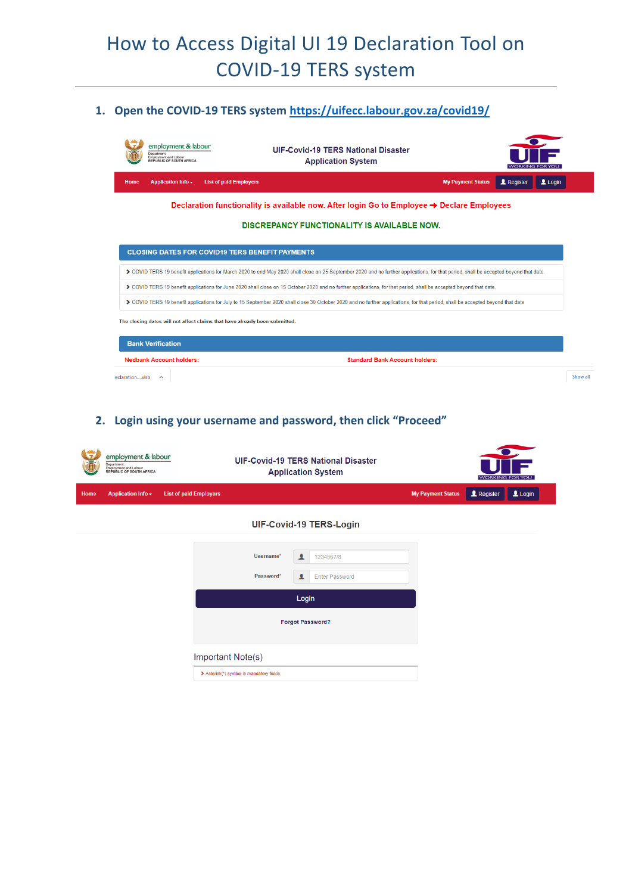# How to Access Digital UI 19 Declaration Tool on COVID-19 TERS system

1. **Open the COVID-19 TERS system [https://uifecc.labour.gov.za/covid19/](https://uifecc.labour.gov.za/covid19/)**

employment & labour
Department: Employment and Labour
REPUBLIC OF SOUTH AFRICA

UIF-Covid-19 TERS National Disaster Application System

UIF WORKING FOR YOU

Home | Application Info | List of paid Employers | My Payment Status | Register | Login

Declaration functionality is available now. After login Go to Employee → Declare Employees

DISCREPANCY FUNCTIONALITY IS AVAILABLE NOW.

**CLOSING DATES FOR COVID19 TERS BENEFIT PAYMENTS**

- COVID TERS 19 benefit applications for March 2020 to end May 2020 shall close on 25 September 2020 and no further applications, for that period, shall be accepted beyond that date
- COVID TERS 19 benefit applications for June 2020 shall close on 15 October 2020 and no further applications, for that period, shall be accepted beyond that date.
- COVID TERS 19 benefit applications for July to 15 September 2020 shall close 30 October 2020 and no further applications, for that period, shall be accepted beyond that date

The closing dates will not affect claims that have already been submitted.

**Bank Verification**

Nedbank Account holders: | Standard Bank Account holders:

2. **Login using your username and password, then click "Proceed"**

employment & labour
Department: Employment and Labour
REPUBLIC OF SOUTH AFRICA

UIF-Covid-19 TERS National Disaster Application System

UIF WORKING FOR YOU

Home | Application Info | List of paid Employers | My Payment Status | Register | Login

UIF-Covid-19 TERS-Login

Username* 12345678

Password* Enter Password

Login

Forgot Password?

Important Note(s)

- Asterisk(*) symbol is mandatory fields.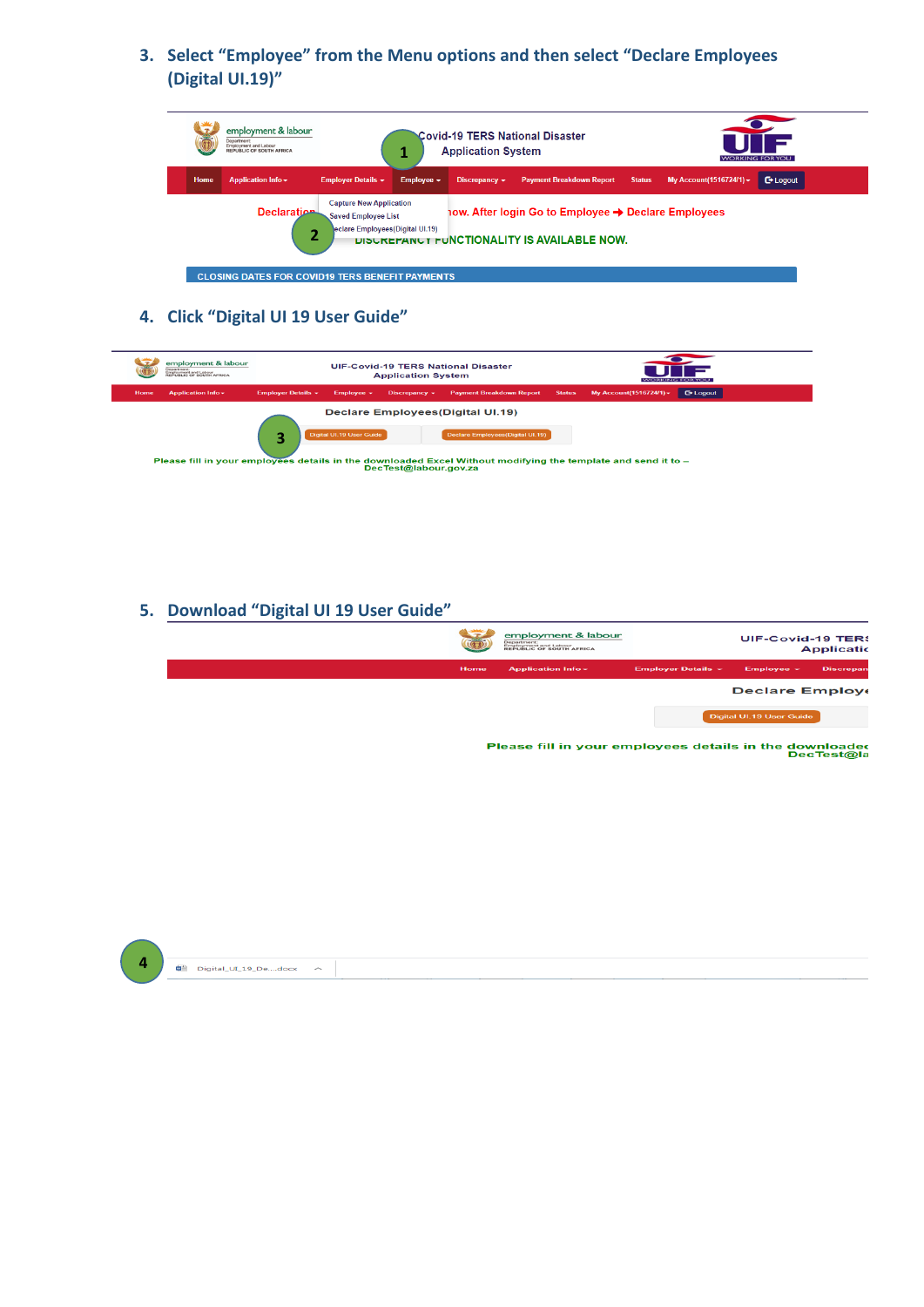3. Select "Employee" from the Menu options and then select "Declare Employees (Digital UI.19)"

4. Click "Digital UI 19 User Guide"

5. Download "Digital UI 19 User Guide"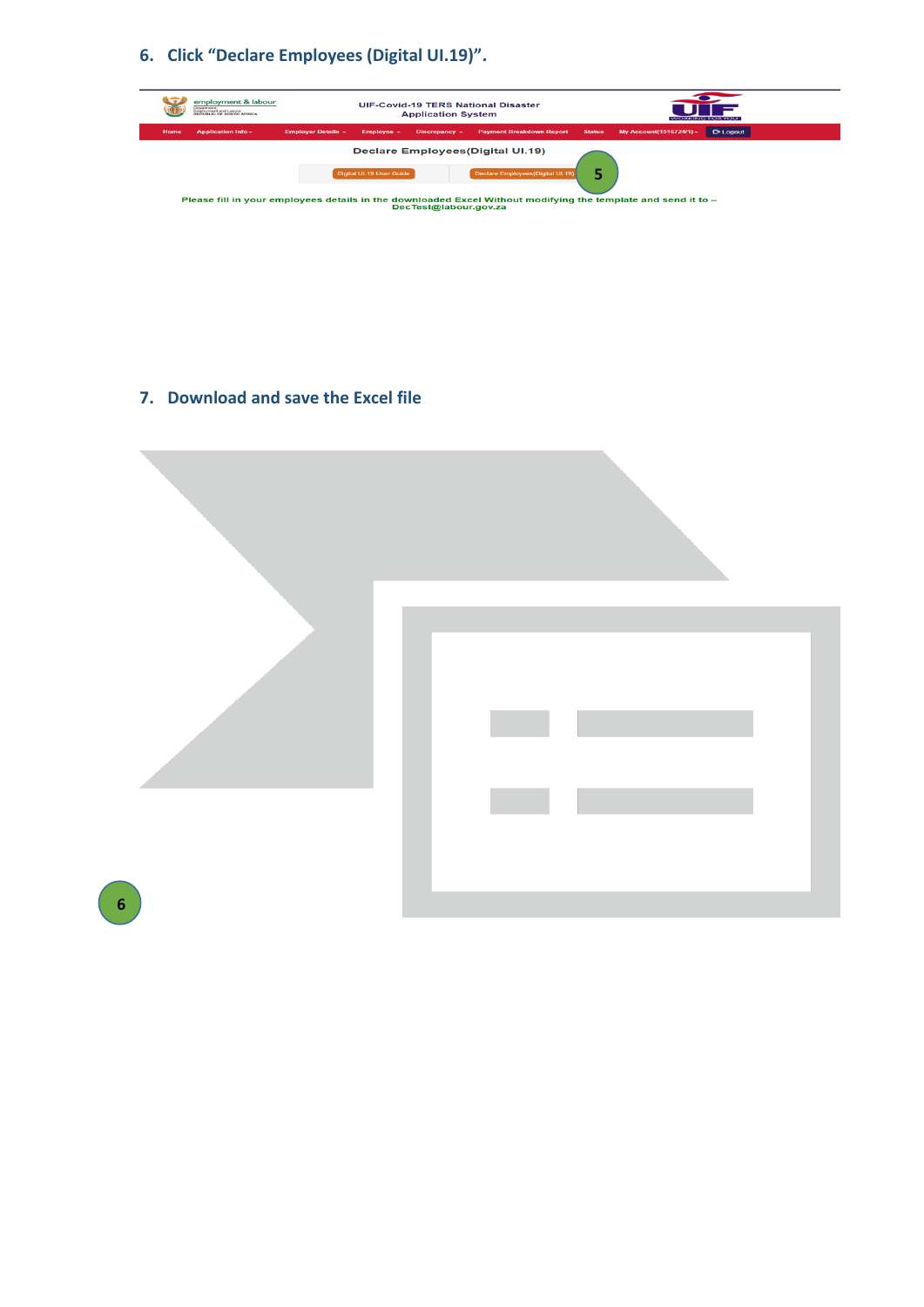6. **Click "Declare Employees (Digital UI.19)".**

7. **Download and save the Excel file**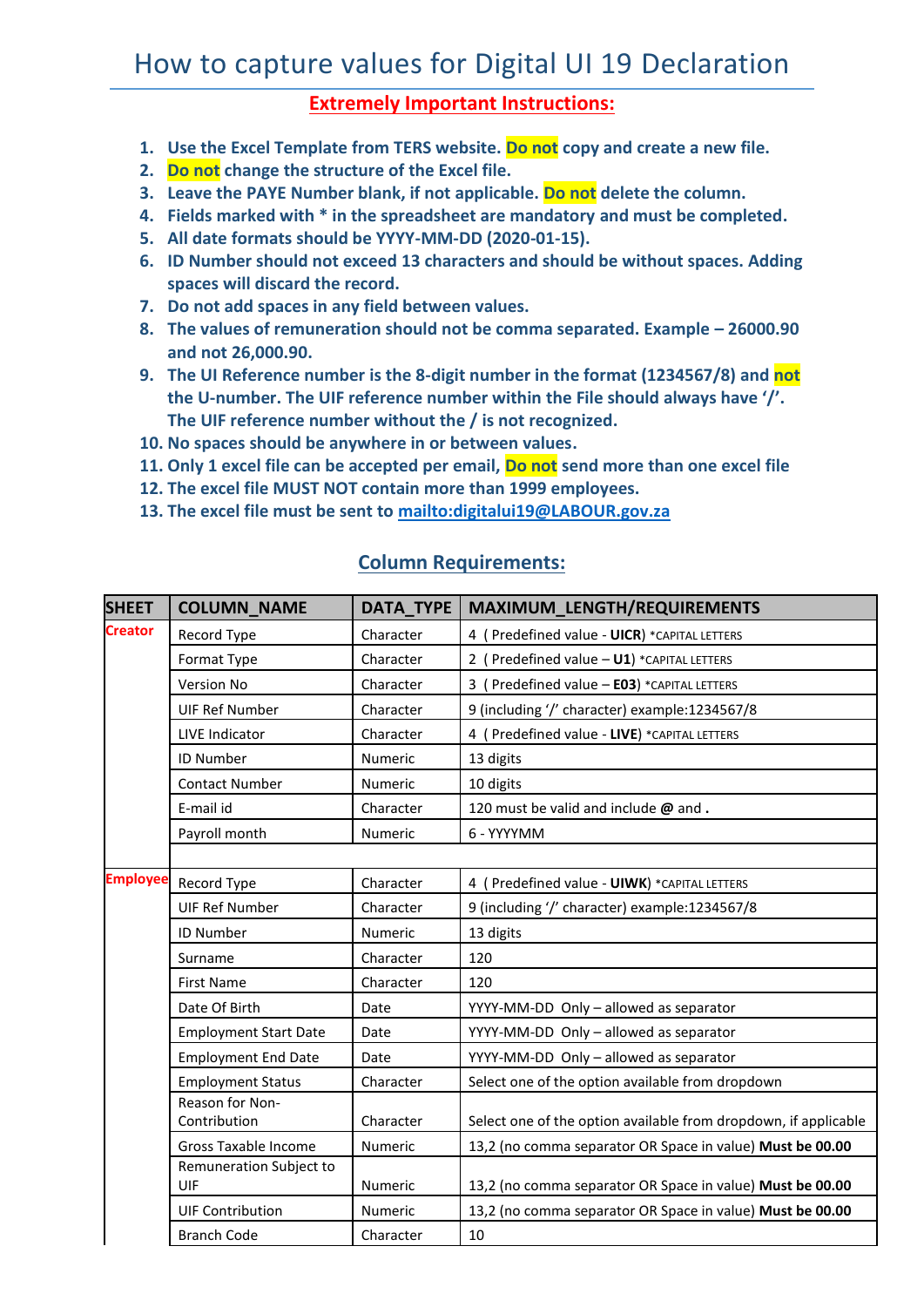# How to capture values for Digital UI 19 Declaration

## Extremely Important Instructions:

1. **Use the Excel Template from TERS website. Do not copy and create a new file.**
2. **Do not change the structure of the Excel file.**
3. **Leave the PAYE Number blank, if not applicable. Do not delete the column.**
4. **Fields marked with * in the spreadsheet are mandatory and must be completed.**
5. **All date formats should be YYYY-MM-DD (2020-01-15).**
6. **ID Number should not exceed 13 characters and should be without spaces. Adding spaces will discard the record.**
7. **Do not add spaces in any field between values.**
8. **The values of remuneration should not be comma separated. Example – 26000.90 and not 26,000.90.**
9. **The UI Reference number is the 8-digit number in the format (1234567/8) and not the U-number. The UIF reference number within the File should always have '/'. The UIF reference number without the / is not recognized.**
10. **No spaces should be anywhere in or between values.**
11. **Only 1 excel file can be accepted per email, Do not send more than one excel file**
12. **The excel file MUST NOT contain more than 1999 employees.**
13. **The excel file must be sent to [mailto:digitalui19@LABOUR.gov.za](mailto:digitalui19@LABOUR.gov.za)**

## Column Requirements:

| SHEET | COLUMN_NAME | DATA_TYPE | MAXIMUM_LENGTH/REQUIREMENTS |
|---|---|---|---|
| Creator | Record Type | Character | 4 ( Predefined value - **UICR**) *CAPITAL LETTERS |
| | Format Type | Character | 2 ( Predefined value – **U1**) *CAPITAL LETTERS |
| | Version No | Character | 3 ( Predefined value – **E03**) *CAPITAL LETTERS |
| | UIF Ref Number | Character | 9 (including '/' character) example:1234567/8 |
| | LIVE Indicator | Character | 4 ( Predefined value - **LIVE**) *CAPITAL LETTERS |
| | ID Number | Numeric | 13 digits |
| | Contact Number | Numeric | 10 digits |
| | E-mail id | Character | 120 must be valid and include **@** and **.** |
| | Payroll month | Numeric | 6 - YYYYMM |
| | | | |
| Employee | Record Type | Character | 4 ( Predefined value - **UIWK**) *CAPITAL LETTERS |
| | UIF Ref Number | Character | 9 (including '/' character) example:1234567/8 |
| | ID Number | Numeric | 13 digits |
| | Surname | Character | 120 |
| | First Name | Character | 120 |
| | Date Of Birth | Date | YYYY-MM-DD Only – allowed as separator |
| | Employment Start Date | Date | YYYY-MM-DD Only – allowed as separator |
| | Employment End Date | Date | YYYY-MM-DD Only – allowed as separator |
| | Employment Status | Character | Select one of the option available from dropdown |
| | Reason for Non-Contribution | Character | Select one of the option available from dropdown, if applicable |
| | Gross Taxable Income | Numeric | 13,2 (no comma separator OR Space in value) **Must be 00.00** |
| | Remuneration Subject to UIF | Numeric | 13,2 (no comma separator OR Space in value) **Must be 00.00** |
| | UIF Contribution | Numeric | 13,2 (no comma separator OR Space in value) **Must be 00.00** |
| | Branch Code | Character | 10 |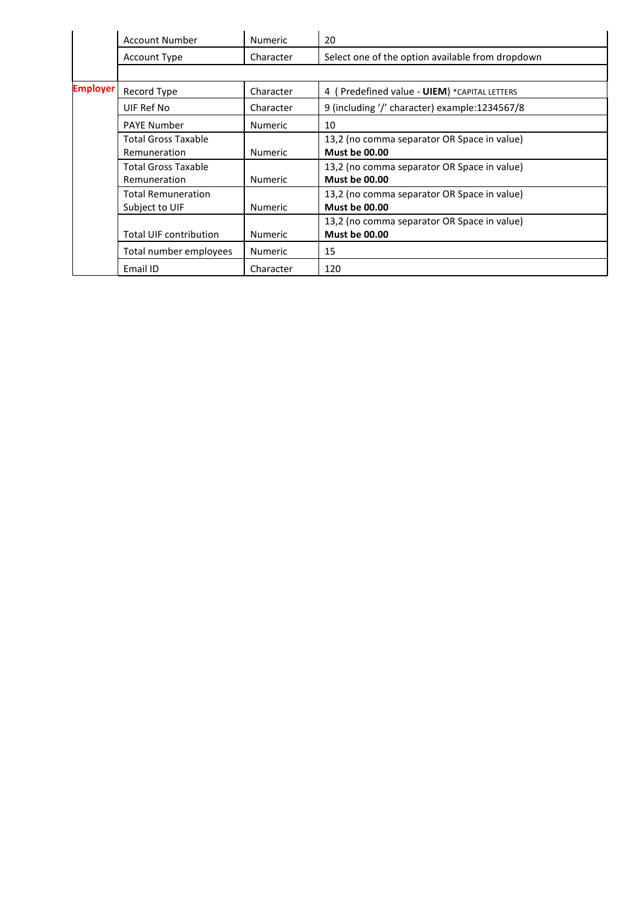| | | | |
|---|---|---|---|
| | Account Number | Numeric | 20 |
| | Account Type | Character | Select one of the option available from dropdown |
| | | | |
| **Employer** | Record Type | Character | 4 ( Predefined value - **UIEM**) *CAPITAL LETTERS |
| | UIF Ref No | Character | 9 (including '/' character) example:1234567/8 |
| | PAYE Number | Numeric | 10 |
| | Total Gross Taxable Remuneration | Numeric | 13,2 (no comma separator OR Space in value) **Must be 00.00** |
| | Total Gross Taxable Remuneration | Numeric | 13,2 (no comma separator OR Space in value) **Must be 00.00** |
| | Total Remuneration Subject to UIF | Numeric | 13,2 (no comma separator OR Space in value) **Must be 00.00** |
| | Total UIF contribution | Numeric | 13,2 (no comma separator OR Space in value) **Must be 00.00** |
| | Total number employees | Numeric | 15 |
| | Email ID | Character | 120 |